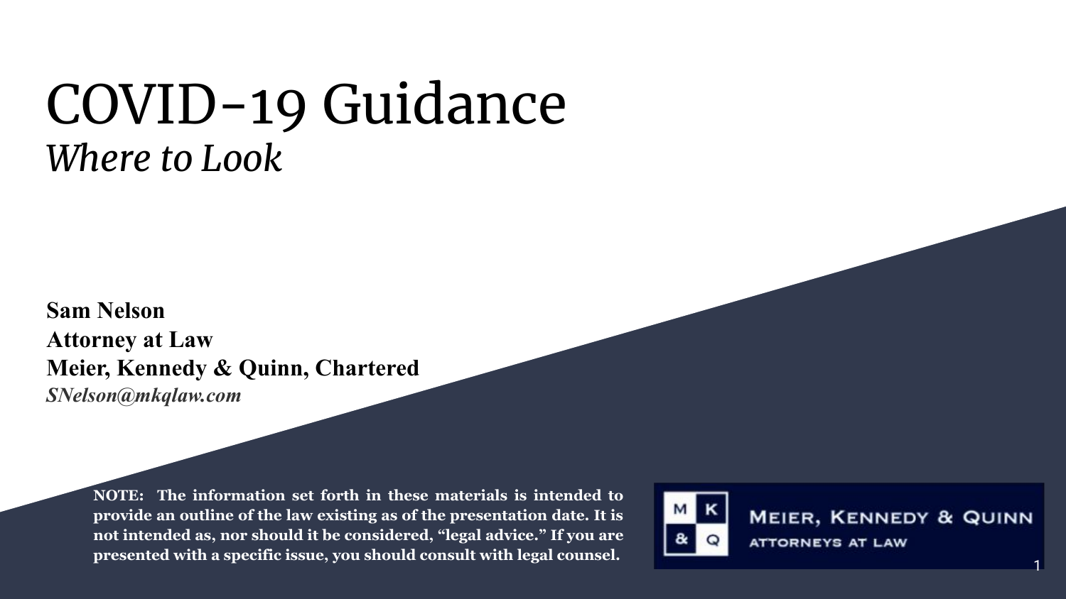# COVID-19 Guidance

*Where to Look*

**Sam Nelson**
**Attorney at Law**
**Meier, Kennedy & Quinn, Chartered**
***SNelson@mkqlaw.com***

**NOTE: The information set forth in these materials is intended to provide an outline of the law existing as of the presentation date. It is not intended as, nor should it be considered, "legal advice." If you are presented with a specific issue, you should consult with legal counsel.**

MEIER, KENNEDY & QUINN
ATTORNEYS AT LAW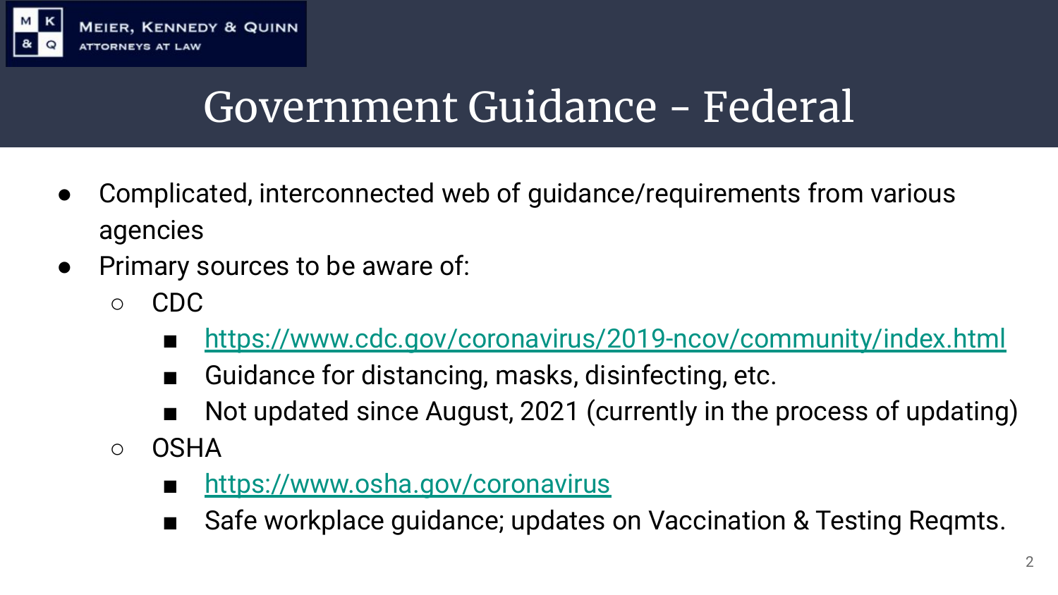# Government Guidance - Federal

- Complicated, interconnected web of guidance/requirements from various agencies
- Primary sources to be aware of:
  - CDC
    - https://www.cdc.gov/coronavirus/2019-ncov/community/index.html
    - Guidance for distancing, masks, disinfecting, etc.
    - Not updated since August, 2021 (currently in the process of updating)
  - OSHA
    - https://www.osha.gov/coronavirus
    - Safe workplace guidance; updates on Vaccination & Testing Reqmts.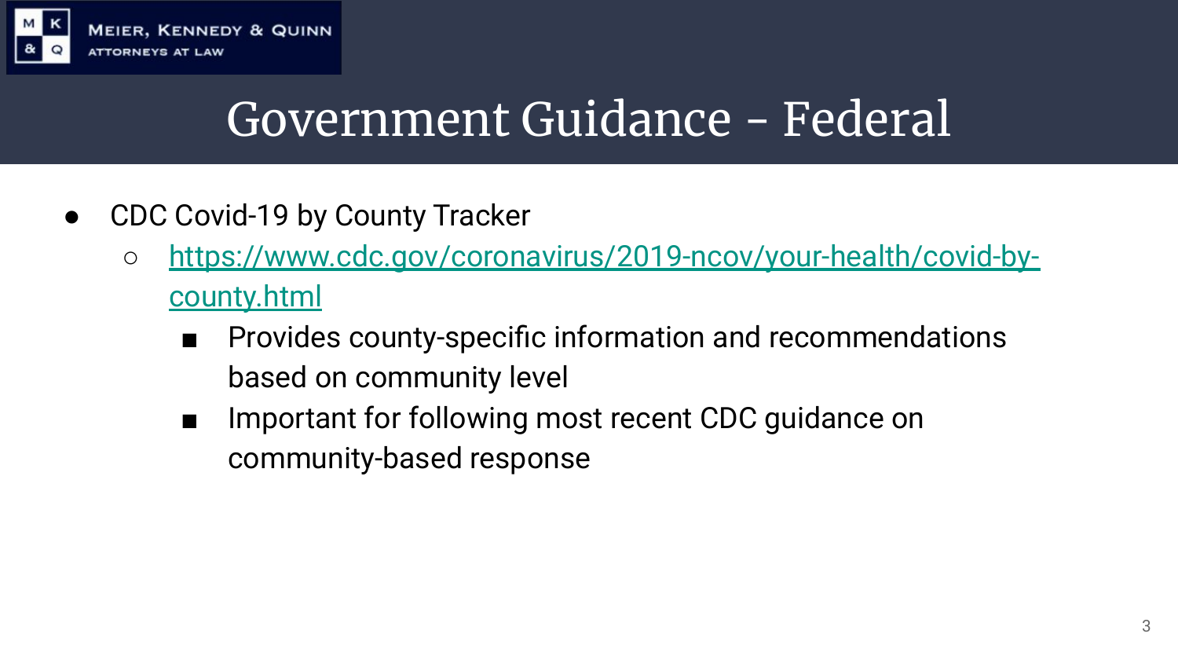# Government Guidance - Federal

- CDC Covid-19 by County Tracker
  - https://www.cdc.gov/coronavirus/2019-ncov/your-health/covid-by-county.html
    - Provides county-specific information and recommendations based on community level
    - Important for following most recent CDC guidance on community-based response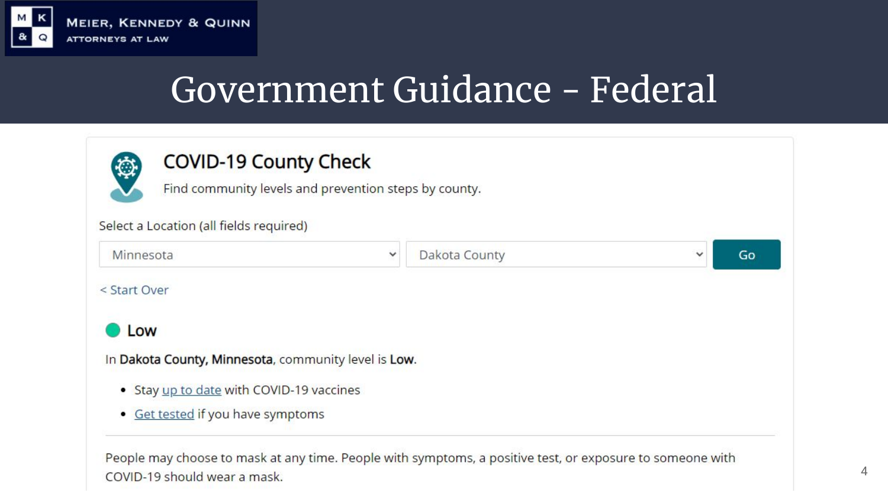# Government Guidance - Federal

## COVID-19 County Check

Find community levels and prevention steps by county.

Select a Location (all fields required)

Minnesota | Dakota County | Go

< Start Over

### Low

In **Dakota County, Minnesota**, community level is **Low**.

- Stay up to date with COVID-19 vaccines
- Get tested if you have symptoms

---

People may choose to mask at any time. People with symptoms, a positive test, or exposure to someone with COVID-19 should wear a mask.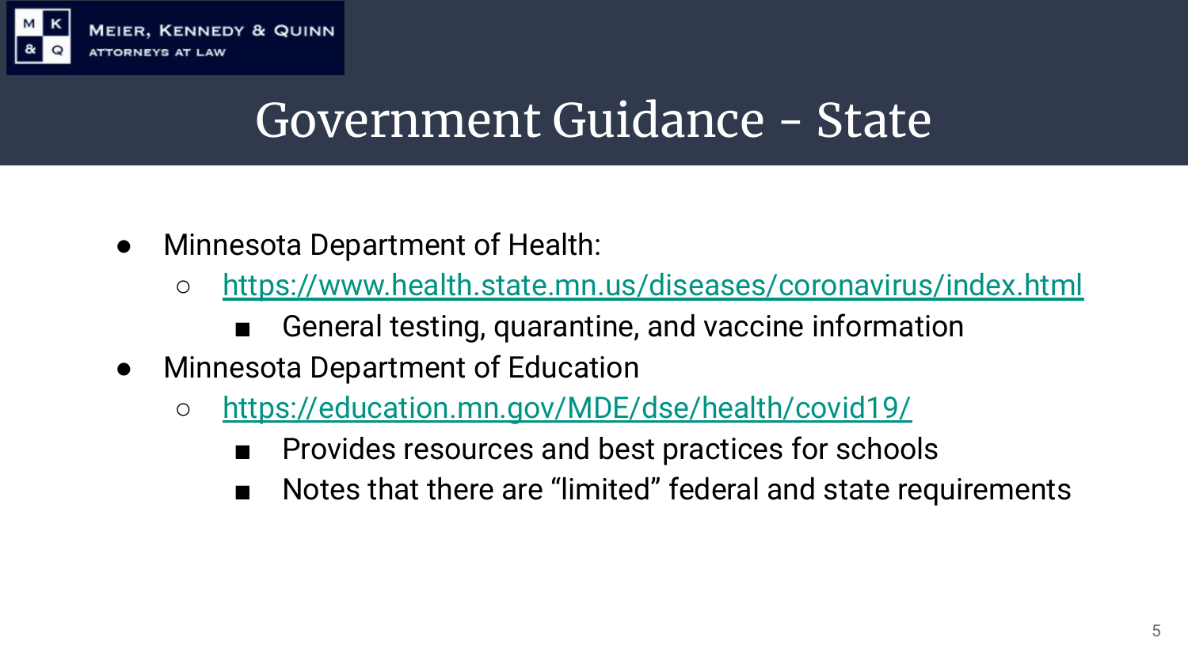# Government Guidance - State

- Minnesota Department of Health:
  - https://www.health.state.mn.us/diseases/coronavirus/index.html
    - General testing, quarantine, and vaccine information
- Minnesota Department of Education
  - https://education.mn.gov/MDE/dse/health/covid19/
    - Provides resources and best practices for schools
    - Notes that there are "limited" federal and state requirements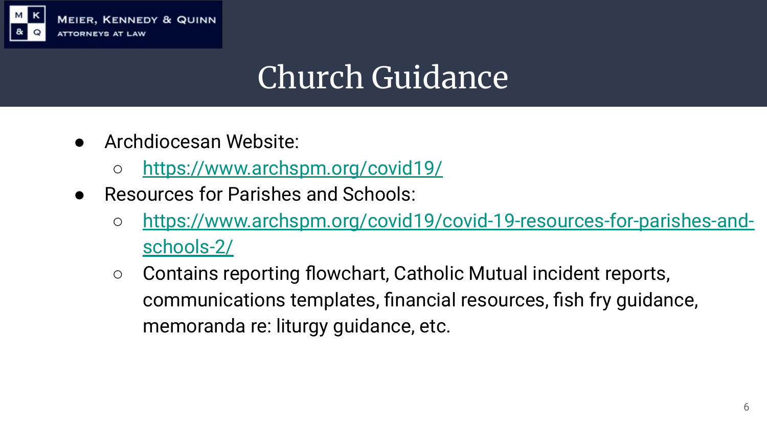# Church Guidance

- Archdiocesan Website:
  - https://www.archspm.org/covid19/
- Resources for Parishes and Schools:
  - https://www.archspm.org/covid19/covid-19-resources-for-parishes-and-schools-2/
  - Contains reporting flowchart, Catholic Mutual incident reports, communications templates, financial resources, fish fry guidance, memoranda re: liturgy guidance, etc.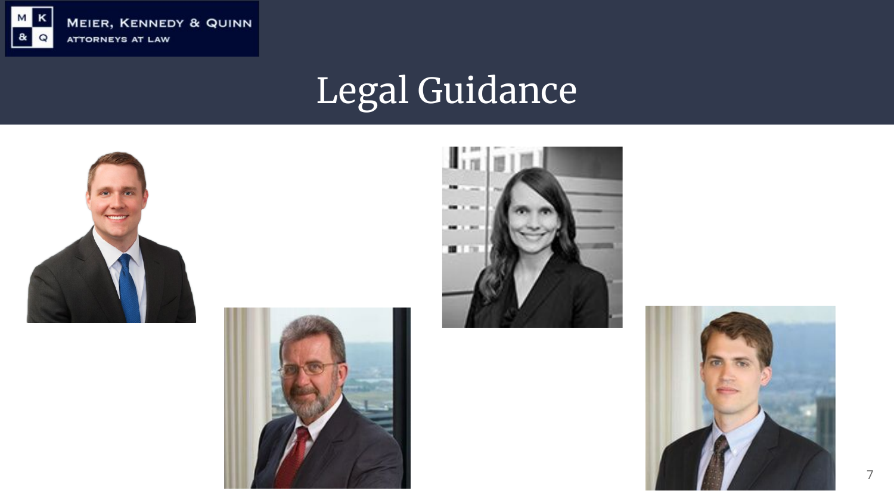Meier, Kennedy & Quinn
Attorneys at Law

# Legal Guidance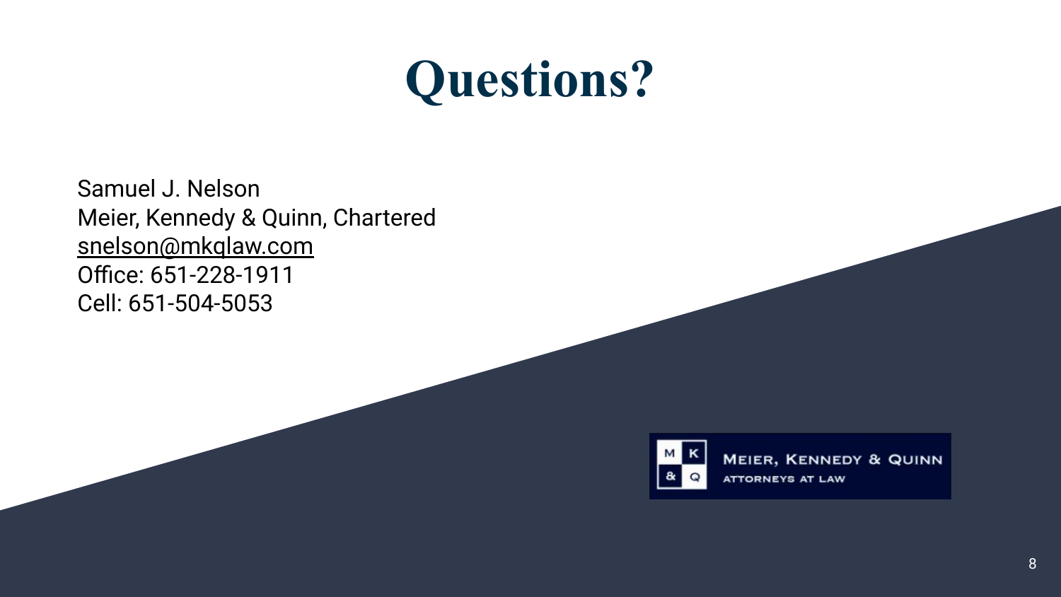# Questions?

Samuel J. Nelson
Meier, Kennedy & Quinn, Chartered
snelson@mkqlaw.com
Office: 651-228-1911
Cell: 651-504-5053

MEIER, KENNEDY & QUINN
ATTORNEYS AT LAW